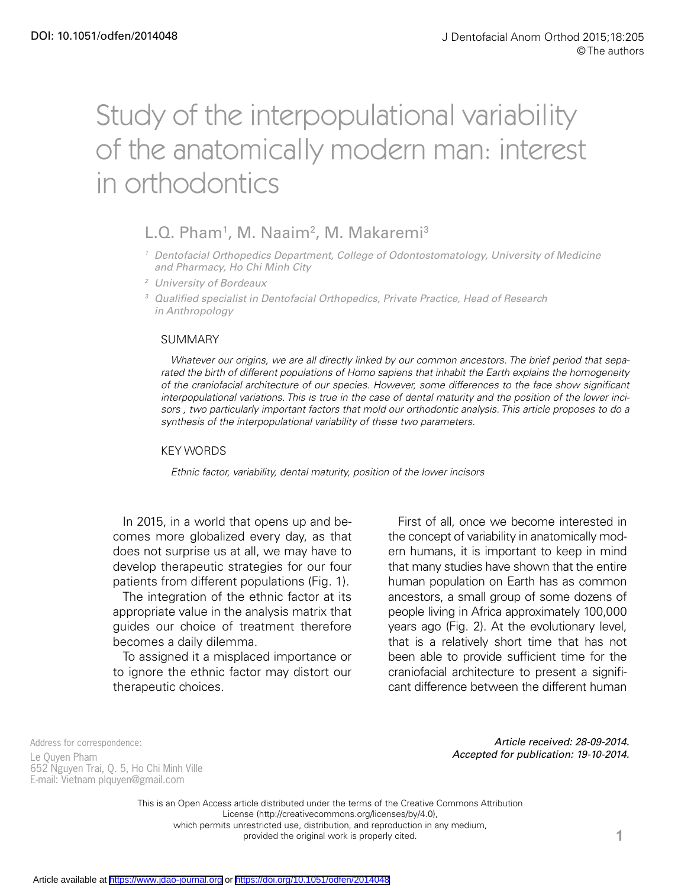DOI: 10.1051/odfen/2014048

# Study of the interpopulational variability of the anatomically modern man: interest in orthodontics

L.Q. Pham[1], M. Naaim[2], M. Makaremi[3]

[1] *Dentofacial Orthopedics Department, College of Odontostomatology, University of Medicine and Pharmacy, Ho Chi Minh City*

[2] *University of Bordeaux*

[3] *Qualified specialist in Dentofacial Orthopedics, Private Practice, Head of Research in Anthropology*

## SUMMARY

*Whatever our origins, we are all directly linked by our common ancestors. The brief period that separated the birth of different populations of Homo sapiens that inhabit the Earth explains the homogeneity of the craniofacial architecture of our species. However, some differences to the face show significant interpopulational variations. This is true in the case of dental maturity and the position of the lower incisors , two particularly important factors that mold our orthodontic analysis. This article proposes to do a synthesis of the interpopulational variability of these two parameters.*

## KEY WORDS

*Ethnic factor, variability, dental maturity, position of the lower incisors*

In 2015, in a world that opens up and becomes more globalized every day, as that does not surprise us at all, we may have to develop therapeutic strategies for our four patients from different populations (Fig. 1).

The integration of the ethnic factor at its appropriate value in the analysis matrix that guides our choice of treatment therefore becomes a daily dilemma.

To assigned it a misplaced importance or to ignore the ethnic factor may distort our therapeutic choices.

First of all, once we become interested in the concept of variability in anatomically modern humans, it is important to keep in mind that many studies have shown that the entire human population on Earth has as common ancestors, a small group of some dozens of people living in Africa approximately 100,000 years ago (Fig. 2). At the evolutionary level, that is a relatively short time that has not been able to provide sufficient time for the craniofacial architecture to present a significant difference between the different human

Address for correspondence:
Le Quyen Pham
652 Nguyen Trai, Q. 5, Ho Chi Minh Ville
E-mail: Vietnam plquyen@gmail.com

*Article received: 28-09-2014.*
*Accepted for publication: 19-10-2014.*

This is an Open Access article distributed under the terms of the Creative Commons Attribution License (http://creativecommons.org/licenses/by/4.0), which permits unrestricted use, distribution, and reproduction in any medium, provided the original work is properly cited.

Article available at https://www.jdao-journal.org or https://doi.org/10.1051/odfen/2014048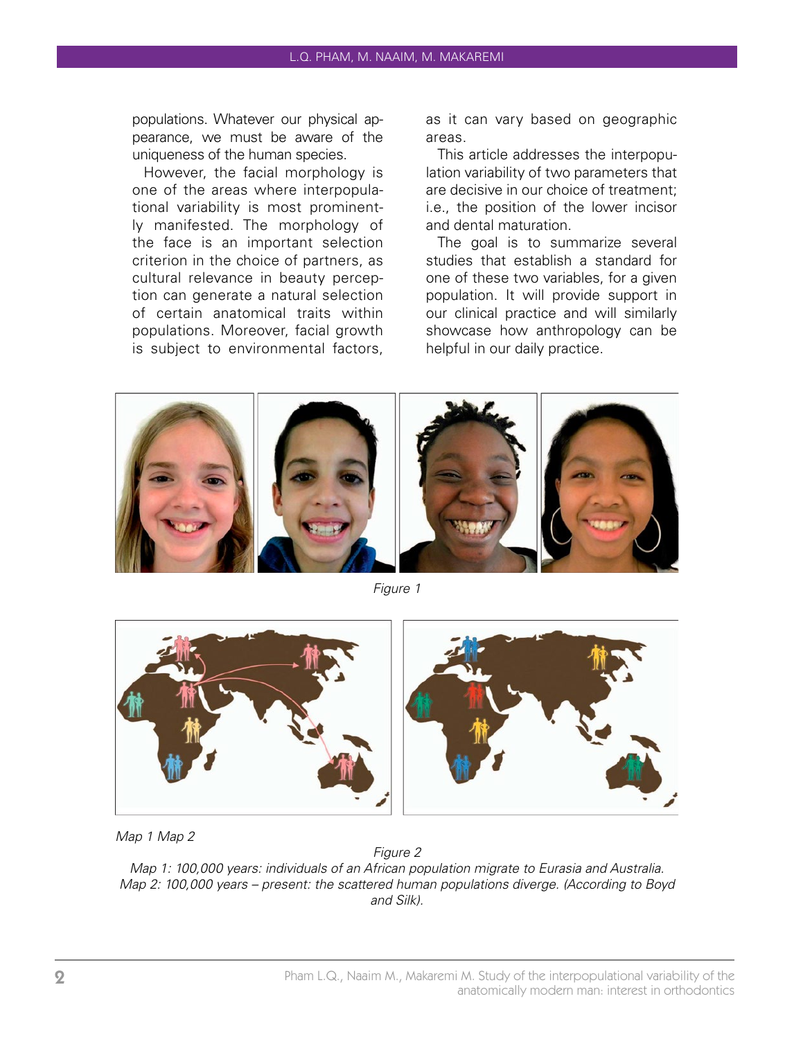populations. Whatever our physical appearance, we must be aware of the uniqueness of the human species.

However, the facial morphology is one of the areas where interpopulational variability is most prominently manifested. The morphology of the face is an important selection criterion in the choice of partners, as cultural relevance in beauty perception can generate a natural selection of certain anatomical traits within populations. Moreover, facial growth is subject to environmental factors, as it can vary based on geographic areas.

This article addresses the interpopulation variability of two parameters that are decisive in our choice of treatment; i.e., the position of the lower incisor and dental maturation.

The goal is to summarize several studies that establish a standard for one of these two variables, for a given population. It will provide support in our clinical practice and will similarly showcase how anthropology can be helpful in our daily practice.

*Figure 1*

*Map 1 Map 2*

*Figure 2*

*Map 1: 100,000 years: individuals of an African population migrate to Eurasia and Australia.*
*Map 2: 100,000 years – present: the scattered human populations diverge. (According to Boyd and Silk).*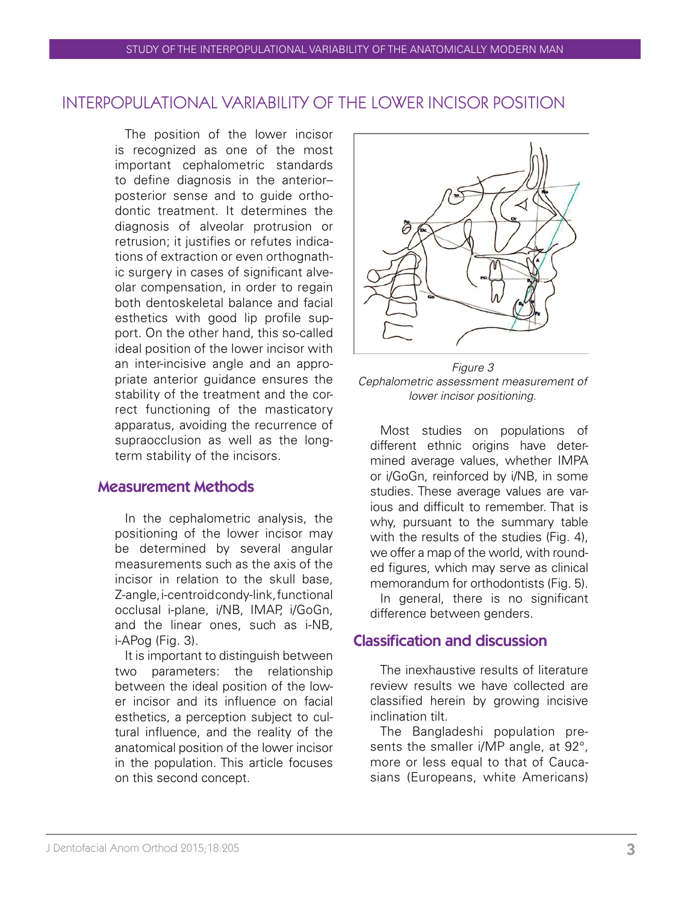## INTERPOPULATIONAL VARIABILITY OF THE LOWER INCISOR POSITION

The position of the lower incisor is recognized as one of the most important cephalometric standards to define diagnosis in the anterior–posterior sense and to guide orthodontic treatment. It determines the diagnosis of alveolar protrusion or retrusion; it justifies or refutes indications of extraction or even orthognathic surgery in cases of significant alveolar compensation, in order to regain both dentoskeletal balance and facial esthetics with good lip profile support. On the other hand, this so-called ideal position of the lower incisor with an inter-incisive angle and an appropriate anterior guidance ensures the stability of the treatment and the correct functioning of the masticatory apparatus, avoiding the recurrence of supraocclusion as well as the long-term stability of the incisors.

### Measurement Methods

In the cephalometric analysis, the positioning of the lower incisor may be determined by several angular measurements such as the axis of the incisor in relation to the skull base, Z-angle, i-centroidcondy-link, functional occlusal i-plane, i/NB, IMAP, i/GoGn, and the linear ones, such as i-NB, i-APog (Fig. 3).

It is important to distinguish between two parameters: the relationship between the ideal position of the lower incisor and its influence on facial esthetics, a perception subject to cultural influence, and the reality of the anatomical position of the lower incisor in the population. This article focuses on this second concept.

*Figure 3*
*Cephalometric assessment measurement of lower incisor positioning.*

Most studies on populations of different ethnic origins have determined average values, whether IMPA or i/GoGn, reinforced by i/NB, in some studies. These average values are various and difficult to remember. That is why, pursuant to the summary table with the results of the studies (Fig. 4), we offer a map of the world, with rounded figures, which may serve as clinical memorandum for orthodontists (Fig. 5).

In general, there is no significant difference between genders.

### Classification and discussion

The inexhaustive results of literature review results we have collected are classified herein by growing incisive inclination tilt.

The Bangladeshi population presents the smaller i/MP angle, at 92°, more or less equal to that of Caucasians (Europeans, white Americans)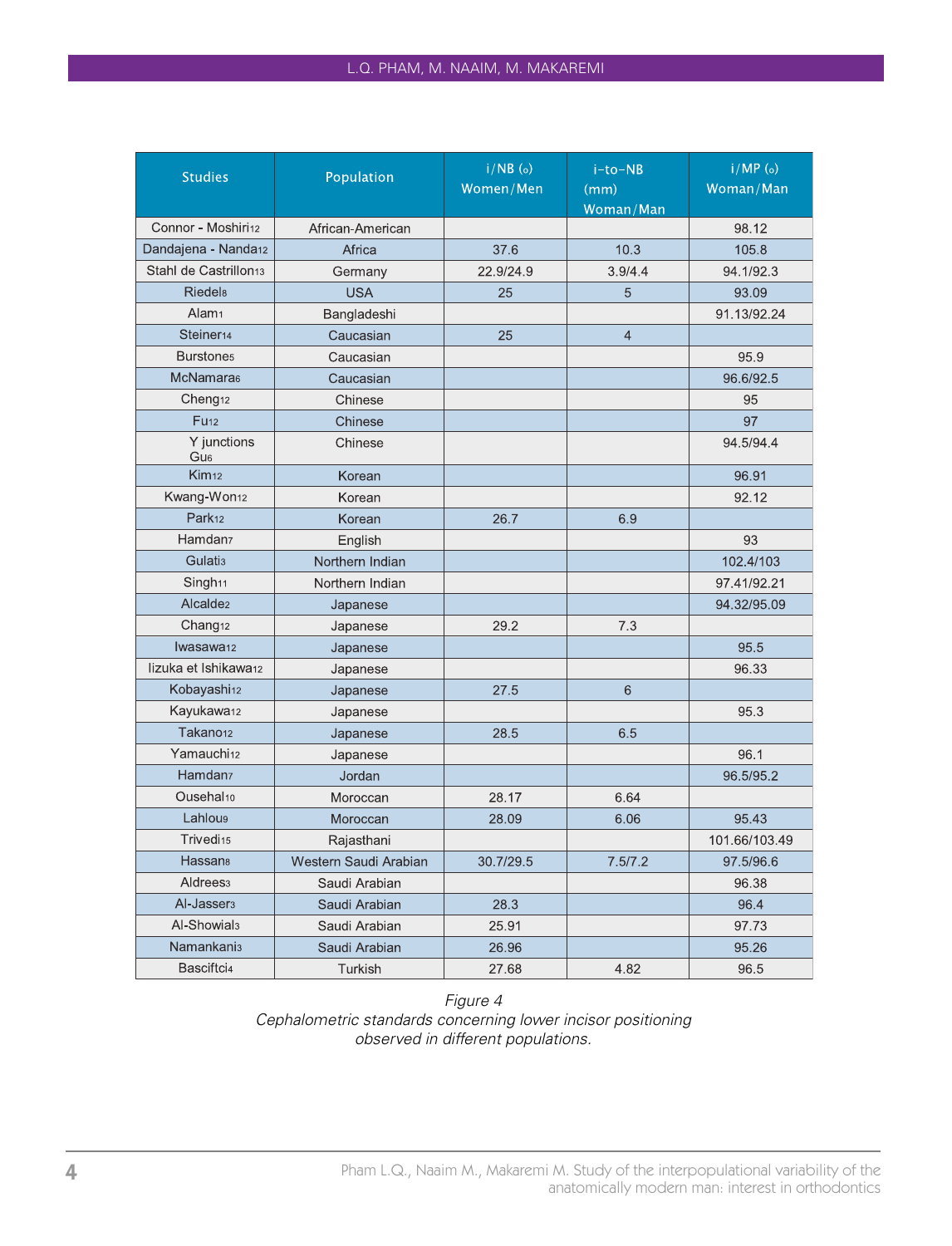| Studies | Population | i/NB (°) Women/Men | i-to-NB (mm) Woman/Man | i/MP (°) Woman/Man |
|---|---|---|---|---|
| Connor - Moshiri[12] | African-American | | | 98.12 |
| Dandajena - Nanda[12] | Africa | 37.6 | 10.3 | 105.8 |
| Stahl de Castrillon[13] | Germany | 22.9/24.9 | 3.9/4.4 | 94.1/92.3 |
| Riedel[8] | USA | 25 | 5 | 93.09 |
| Alam[1] | Bangladeshi | | | 91.13/92.24 |
| Steiner[14] | Caucasian | 25 | 4 | |
| Burstone[5] | Caucasian | | | 95.9 |
| McNamara[6] | Caucasian | | | 96.6/92.5 |
| Cheng[12] | Chinese | | | 95 |
| Fu[12] | Chinese | | | 97 |
| Y junctions Gu[6] | Chinese | | | 94.5/94.4 |
| Kim[12] | Korean | | | 96.91 |
| Kwang-Won[12] | Korean | | | 92.12 |
| Park[12] | Korean | 26.7 | 6.9 | |
| Hamdan[7] | English | | | 93 |
| Gulati[3] | Northern Indian | | | 102.4/103 |
| Singh[11] | Northern Indian | | | 97.41/92.21 |
| Alcalde[2] | Japanese | | | 94.32/95.09 |
| Chang[12] | Japanese | 29.2 | 7.3 | |
| Iwasawa[12] | Japanese | | | 95.5 |
| Iizuka et Ishikawa[12] | Japanese | | | 96.33 |
| Kobayashi[12] | Japanese | 27.5 | 6 | |
| Kayukawa[12] | Japanese | | | 95.3 |
| Takano[12] | Japanese | 28.5 | 6.5 | |
| Yamauchi[12] | Japanese | | | 96.1 |
| Hamdan[7] | Jordan | | | 96.5/95.2 |
| Ousehal[10] | Moroccan | 28.17 | 6.64 | |
| Lahlou[9] | Moroccan | 28.09 | 6.06 | 95.43 |
| Trivedi[15] | Rajasthani | | | 101.66/103.49 |
| Hassan[8] | Western Saudi Arabian | 30.7/29.5 | 7.5/7.2 | 97.5/96.6 |
| Aldrees[3] | Saudi Arabian | | | 96.38 |
| Al-Jasser[3] | Saudi Arabian | 28.3 | | 96.4 |
| Al-Showial[3] | Saudi Arabian | 25.91 | | 97.73 |
| Namankani[3] | Saudi Arabian | 26.96 | | 95.26 |
| Basciftci[4] | Turkish | 27.68 | 4.82 | 96.5 |

*Figure 4*
*Cephalometric standards concerning lower incisor positioning observed in different populations.*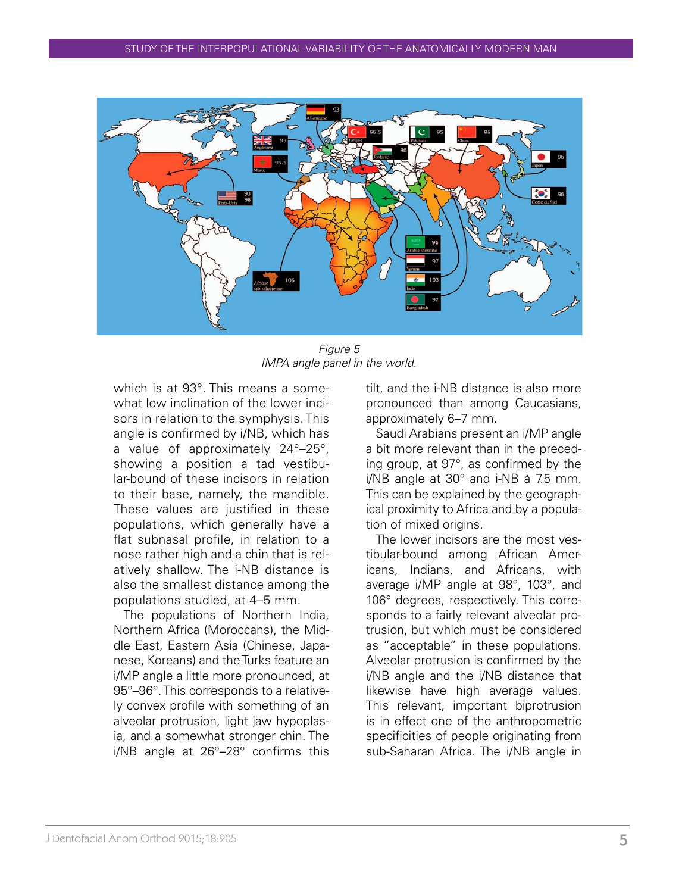*Figure 5*
*IMPA angle panel in the world.*

which is at 93°. This means a somewhat low inclination of the lower incisors in relation to the symphysis. This angle is confirmed by i/NB, which has a value of approximately 24°–25°, showing a position a tad vestibular-bound of these incisors in relation to their base, namely, the mandible. These values are justified in these populations, which generally have a flat subnasal profile, in relation to a nose rather high and a chin that is relatively shallow. The i-NB distance is also the smallest distance among the populations studied, at 4–5 mm.

The populations of Northern India, Northern Africa (Moroccans), the Middle East, Eastern Asia (Chinese, Japanese, Koreans) and the Turks feature an i/MP angle a little more pronounced, at 95°–96°. This corresponds to a relatively convex profile with something of an alveolar protrusion, light jaw hypoplasia, and a somewhat stronger chin. The i/NB angle at 26°–28° confirms this tilt, and the i-NB distance is also more pronounced than among Caucasians, approximately 6–7 mm.

Saudi Arabians present an i/MP angle a bit more relevant than in the preceding group, at 97°, as confirmed by the i/NB angle at 30° and i-NB à 7.5 mm. This can be explained by the geographical proximity to Africa and by a population of mixed origins.

The lower incisors are the most vestibular-bound among African Americans, Indians, and Africans, with average i/MP angle at 98°, 103°, and 106° degrees, respectively. This corresponds to a fairly relevant alveolar protrusion, but which must be considered as "acceptable" in these populations. Alveolar protrusion is confirmed by the i/NB angle and the i/NB distance that likewise have high average values. This relevant, important biprotrusion is in effect one of the anthropometric specificities of people originating from sub-Saharan Africa. The i/NB angle in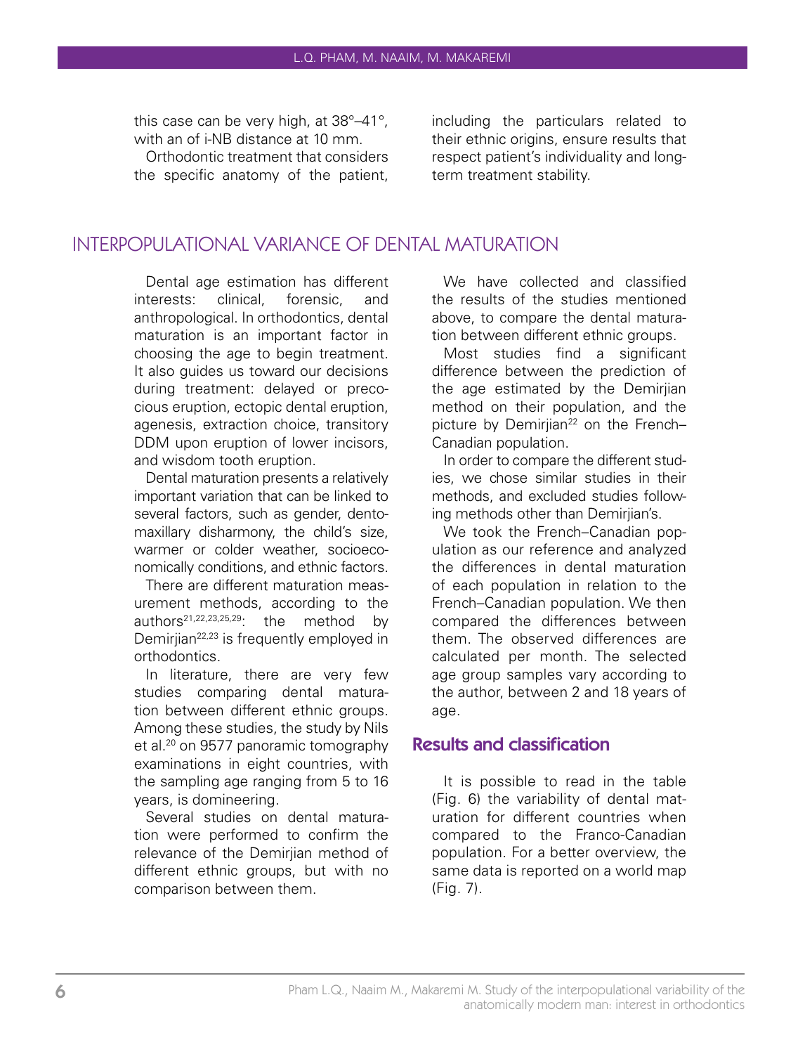this case can be very high, at 38°–41°, with an of i-NB distance at 10 mm.

Orthodontic treatment that considers the specific anatomy of the patient, including the particulars related to their ethnic origins, ensure results that respect patient's individuality and long-term treatment stability.

## INTERPOPULATIONAL VARIANCE OF DENTAL MATURATION

Dental age estimation has different interests: clinical, forensic, and anthropological. In orthodontics, dental maturation is an important factor in choosing the age to begin treatment. It also guides us toward our decisions during treatment: delayed or precocious eruption, ectopic dental eruption, agenesis, extraction choice, transitory DDM upon eruption of lower incisors, and wisdom tooth eruption.

Dental maturation presents a relatively important variation that can be linked to several factors, such as gender, dentomaxillary disharmony, the child's size, warmer or colder weather, socioeconomically conditions, and ethnic factors.

There are different maturation measurement methods, according to the authors[21,22,23,25,29]: the method by Demirjian[22,23] is frequently employed in orthodontics.

In literature, there are very few studies comparing dental maturation between different ethnic groups. Among these studies, the study by Nils et al.[20] on 9577 panoramic tomography examinations in eight countries, with the sampling age ranging from 5 to 16 years, is domineering.

Several studies on dental maturation were performed to confirm the relevance of the Demirjian method of different ethnic groups, but with no comparison between them.

We have collected and classified the results of the studies mentioned above, to compare the dental maturation between different ethnic groups.

Most studies find a significant difference between the prediction of the age estimated by the Demirjian method on their population, and the picture by Demirjian[22] on the French–Canadian population.

In order to compare the different studies, we chose similar studies in their methods, and excluded studies following methods other than Demirjian's.

We took the French–Canadian population as our reference and analyzed the differences in dental maturation of each population in relation to the French–Canadian population. We then compared the differences between them. The observed differences are calculated per month. The selected age group samples vary according to the author, between 2 and 18 years of age.

### Results and classification

It is possible to read in the table (Fig. 6) the variability of dental maturation for different countries when compared to the Franco-Canadian population. For a better overview, the same data is reported on a world map (Fig. 7).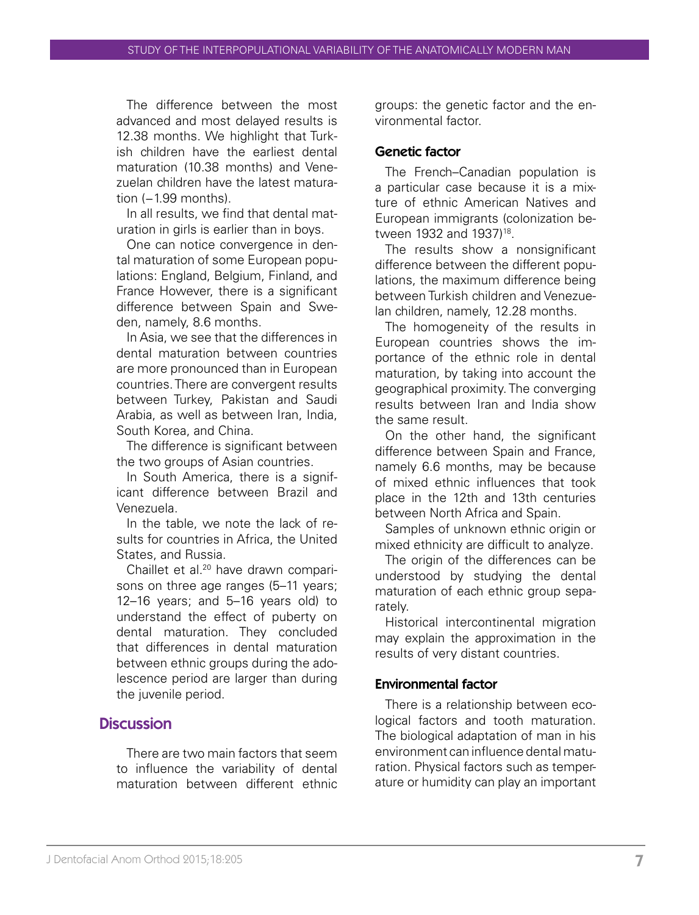The difference between the most advanced and most delayed results is 12.38 months. We highlight that Turkish children have the earliest dental maturation (10.38 months) and Venezuelan children have the latest maturation (−1.99 months).

In all results, we find that dental maturation in girls is earlier than in boys.

One can notice convergence in dental maturation of some European populations: England, Belgium, Finland, and France However, there is a significant difference between Spain and Sweden, namely, 8.6 months.

In Asia, we see that the differences in dental maturation between countries are more pronounced than in European countries. There are convergent results between Turkey, Pakistan and Saudi Arabia, as well as between Iran, India, South Korea, and China.

The difference is significant between the two groups of Asian countries.

In South America, there is a significant difference between Brazil and Venezuela.

In the table, we note the lack of results for countries in Africa, the United States, and Russia.

Chaillet et al.[20] have drawn comparisons on three age ranges (5–11 years; 12–16 years; and 5–16 years old) to understand the effect of puberty on dental maturation. They concluded that differences in dental maturation between ethnic groups during the adolescence period are larger than during the juvenile period.

## Discussion

There are two main factors that seem to influence the variability of dental maturation between different ethnic groups: the genetic factor and the environmental factor.

### Genetic factor

The French–Canadian population is a particular case because it is a mixture of ethnic American Natives and European immigrants (colonization between 1932 and 1937)[18].

The results show a nonsignificant difference between the different populations, the maximum difference being between Turkish children and Venezuelan children, namely, 12.28 months.

The homogeneity of the results in European countries shows the importance of the ethnic role in dental maturation, by taking into account the geographical proximity. The converging results between Iran and India show the same result.

On the other hand, the significant difference between Spain and France, namely 6.6 months, may be because of mixed ethnic influences that took place in the 12th and 13th centuries between North Africa and Spain.

Samples of unknown ethnic origin or mixed ethnicity are difficult to analyze.

The origin of the differences can be understood by studying the dental maturation of each ethnic group separately.

Historical intercontinental migration may explain the approximation in the results of very distant countries.

### Environmental factor

There is a relationship between ecological factors and tooth maturation. The biological adaptation of man in his environment can influence dental maturation. Physical factors such as temperature or humidity can play an important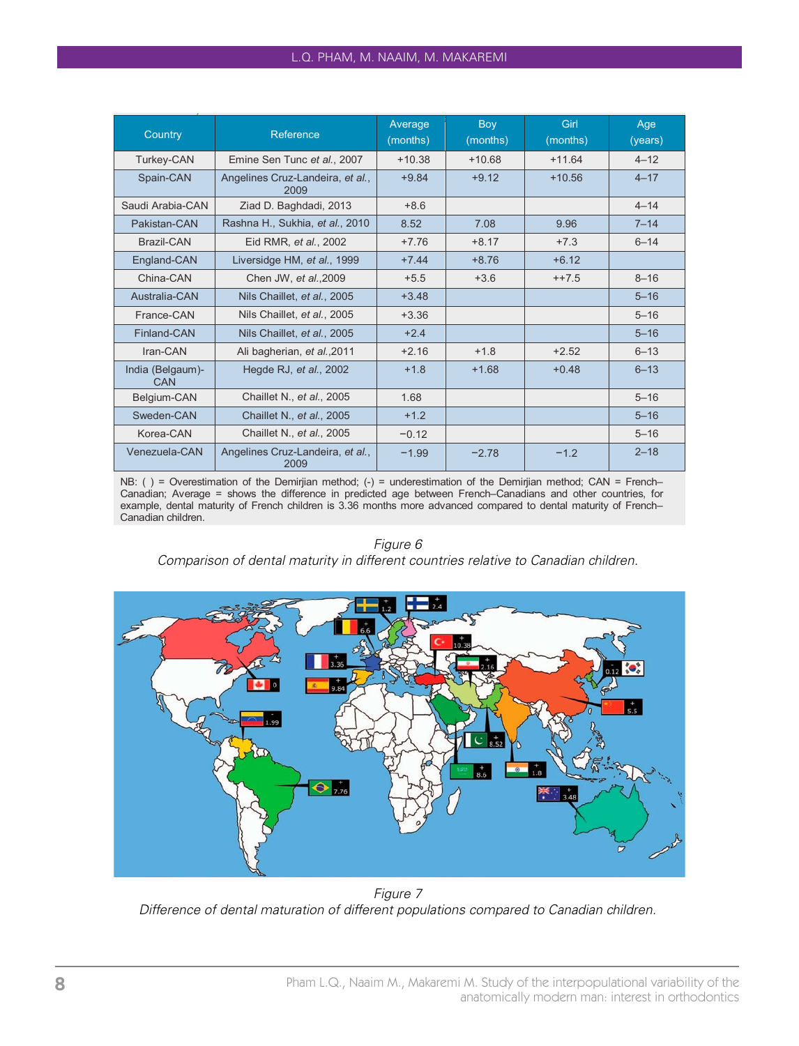| Country | Reference | Average (months) | Boy (months) | Girl (months) | Age (years) |
|---|---|---|---|---|---|
| Turkey-CAN | Emine Sen Tunc *et al.*, 2007 | +10.38 | +10.68 | +11.64 | 4–12 |
| Spain-CAN | Angelines Cruz-Landeira, *et al.*, 2009 | +9.84 | +9.12 | +10.56 | 4–17 |
| Saudi Arabia-CAN | Ziad D. Baghdadi, 2013 | +8.6 | | | 4–14 |
| Pakistan-CAN | Rashna H., Sukhia, *et al.*, 2010 | 8.52 | 7.08 | 9.96 | 7–14 |
| Brazil-CAN | Eid RMR, *et al.*, 2002 | +7.76 | +8.17 | +7.3 | 6–14 |
| England-CAN | Liversidge HM, *et al.*, 1999 | +7.44 | +8.76 | +6.12 | |
| China-CAN | Chen JW, *et al.*,2009 | +5.5 | +3.6 | ++7.5 | 8–16 |
| Australia-CAN | Nils Chaillet, *et al.*, 2005 | +3.48 | | | 5–16 |
| France-CAN | Nils Chaillet, *et al.*, 2005 | +3.36 | | | 5–16 |
| Finland-CAN | Nils Chaillet, *et al.*, 2005 | +2.4 | | | 5–16 |
| Iran-CAN | Ali bagherian, *et al.*,2011 | +2.16 | +1.8 | +2.52 | 6–13 |
| India (Belgaum)-CAN | Hegde RJ, *et al.*, 2002 | +1.8 | +1.68 | +0.48 | 6–13 |
| Belgium-CAN | Chaillet N., *et al.*, 2005 | 1.68 | | | 5–16 |
| Sweden-CAN | Chaillet N., *et al.*, 2005 | +1.2 | | | 5–16 |
| Korea-CAN | Chaillet N., *et al.*, 2005 | −0.12 | | | 5–16 |
| Venezuela-CAN | Angelines Cruz-Landeira, *et al.*, 2009 | −1.99 | −2.78 | −1.2 | 2–18 |

NB: ( ) = Overestimation of the Demirjian method; (-) = underestimation of the Demirjian method; CAN = French–Canadian; Average = shows the difference in predicted age between French–Canadians and other countries, for example, dental maturity of French children is 3.36 months more advanced compared to dental maturity of French–Canadian children.

*Figure 6*
*Comparison of dental maturity in different countries relative to Canadian children.*

*Figure 7*
*Difference of dental maturation of different populations compared to Canadian children.*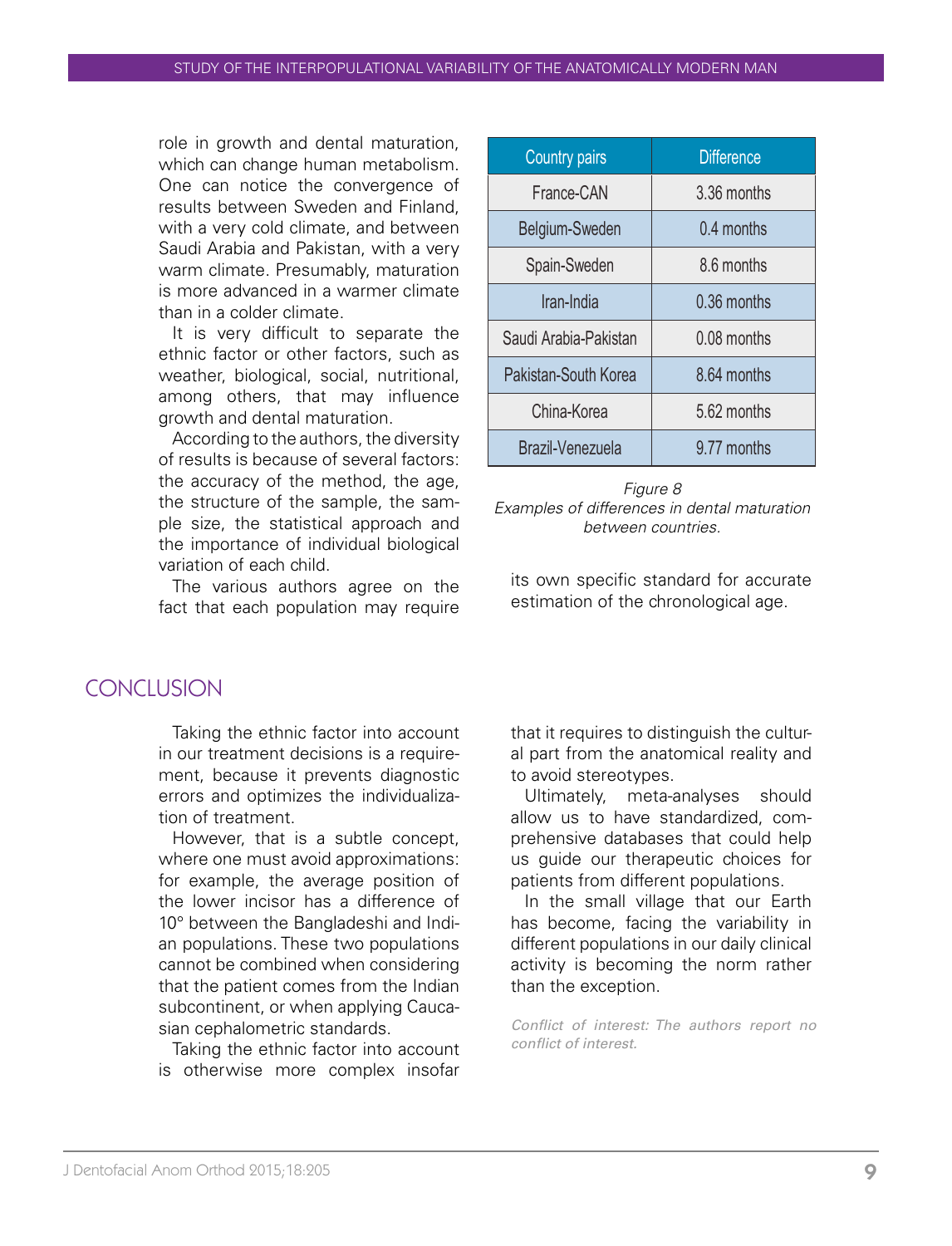role in growth and dental maturation, which can change human metabolism. One can notice the convergence of results between Sweden and Finland, with a very cold climate, and between Saudi Arabia and Pakistan, with a very warm climate. Presumably, maturation is more advanced in a warmer climate than in a colder climate.

It is very difficult to separate the ethnic factor or other factors, such as weather, biological, social, nutritional, among others, that may influence growth and dental maturation.

According to the authors, the diversity of results is because of several factors: the accuracy of the method, the age, the structure of the sample, the sample size, the statistical approach and the importance of individual biological variation of each child.

The various authors agree on the fact that each population may require its own specific standard for accurate estimation of the chronological age.

| Country pairs | Difference |
|---|---|
| France-CAN | 3.36 months |
| Belgium-Sweden | 0.4 months |
| Spain-Sweden | 8.6 months |
| Iran-India | 0.36 months |
| Saudi Arabia-Pakistan | 0.08 months |
| Pakistan-South Korea | 8.64 months |
| China-Korea | 5.62 months |
| Brazil-Venezuela | 9.77 months |

*Figure 8*
*Examples of differences in dental maturation between countries.*

## CONCLUSION

Taking the ethnic factor into account in our treatment decisions is a requirement, because it prevents diagnostic errors and optimizes the individualization of treatment.

However, that is a subtle concept, where one must avoid approximations: for example, the average position of the lower incisor has a difference of 10° between the Bangladeshi and Indian populations. These two populations cannot be combined when considering that the patient comes from the Indian subcontinent, or when applying Caucasian cephalometric standards.

Taking the ethnic factor into account is otherwise more complex insofar that it requires to distinguish the cultural part from the anatomical reality and to avoid stereotypes.

Ultimately, meta-analyses should allow us to have standardized, comprehensive databases that could help us guide our therapeutic choices for patients from different populations.

In the small village that our Earth has become, facing the variability in different populations in our daily clinical activity is becoming the norm rather than the exception.

*Conflict of interest: The authors report no conflict of interest.*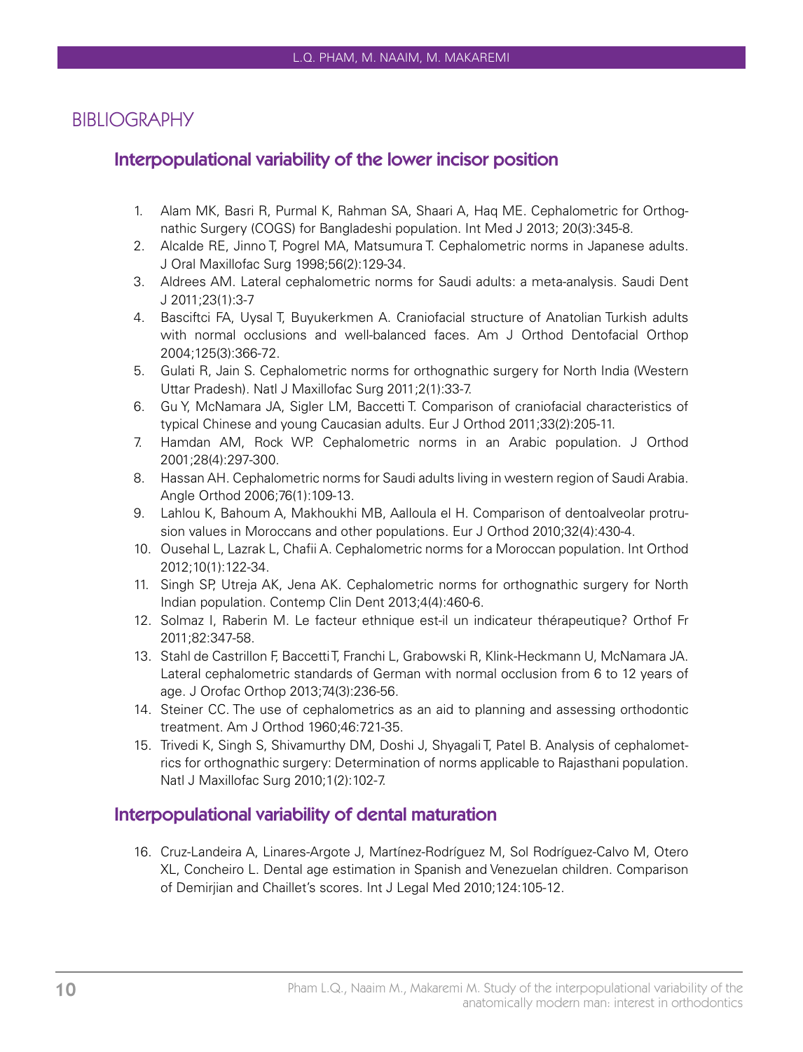# BIBLIOGRAPHY

## Interpopulational variability of the lower incisor position

1. Alam MK, Basri R, Purmal K, Rahman SA, Shaari A, Haq ME. Cephalometric for Orthognathic Surgery (COGS) for Bangladeshi population. Int Med J 2013; 20(3):345-8.
2. Alcalde RE, Jinno T, Pogrel MA, Matsumura T. Cephalometric norms in Japanese adults. J Oral Maxillofac Surg 1998;56(2):129-34.
3. Aldrees AM. Lateral cephalometric norms for Saudi adults: a meta-analysis. Saudi Dent J 2011;23(1):3-7
4. Basciftci FA, Uysal T, Buyukerkmen A. Craniofacial structure of Anatolian Turkish adults with normal occlusions and well-balanced faces. Am J Orthod Dentofacial Orthop 2004;125(3):366-72.
5. Gulati R, Jain S. Cephalometric norms for orthognathic surgery for North India (Western Uttar Pradesh). Natl J Maxillofac Surg 2011;2(1):33-7.
6. Gu Y, McNamara JA, Sigler LM, Baccetti T. Comparison of craniofacial characteristics of typical Chinese and young Caucasian adults. Eur J Orthod 2011;33(2):205-11.
7. Hamdan AM, Rock WP. Cephalometric norms in an Arabic population. J Orthod 2001;28(4):297-300.
8. Hassan AH. Cephalometric norms for Saudi adults living in western region of Saudi Arabia. Angle Orthod 2006;76(1):109-13.
9. Lahlou K, Bahoum A, Makhoukhi MB, Aalloula el H. Comparison of dentoalveolar protrusion values in Moroccans and other populations. Eur J Orthod 2010;32(4):430-4.
10. Ousehal L, Lazrak L, Chafii A. Cephalometric norms for a Moroccan population. Int Orthod 2012;10(1):122-34.
11. Singh SP, Utreja AK, Jena AK. Cephalometric norms for orthognathic surgery for North Indian population. Contemp Clin Dent 2013;4(4):460-6.
12. Solmaz I, Raberin M. Le facteur ethnique est-il un indicateur thérapeutique? Orthof Fr 2011;82:347-58.
13. Stahl de Castrillon F, Baccetti T, Franchi L, Grabowski R, Klink-Heckmann U, McNamara JA. Lateral cephalometric standards of German with normal occlusion from 6 to 12 years of age. J Orofac Orthop 2013;74(3):236-56.
14. Steiner CC. The use of cephalometrics as an aid to planning and assessing orthodontic treatment. Am J Orthod 1960;46:721-35.
15. Trivedi K, Singh S, Shivamurthy DM, Doshi J, Shyagali T, Patel B. Analysis of cephalometrics for orthognathic surgery: Determination of norms applicable to Rajasthani population. Natl J Maxillofac Surg 2010;1(2):102-7.

## Interpopulational variability of dental maturation

16. Cruz-Landeira A, Linares-Argote J, Martínez-Rodríguez M, Sol Rodríguez-Calvo M, Otero XL, Concheiro L. Dental age estimation in Spanish and Venezuelan children. Comparison of Demirjian and Chaillet's scores. Int J Legal Med 2010;124:105-12.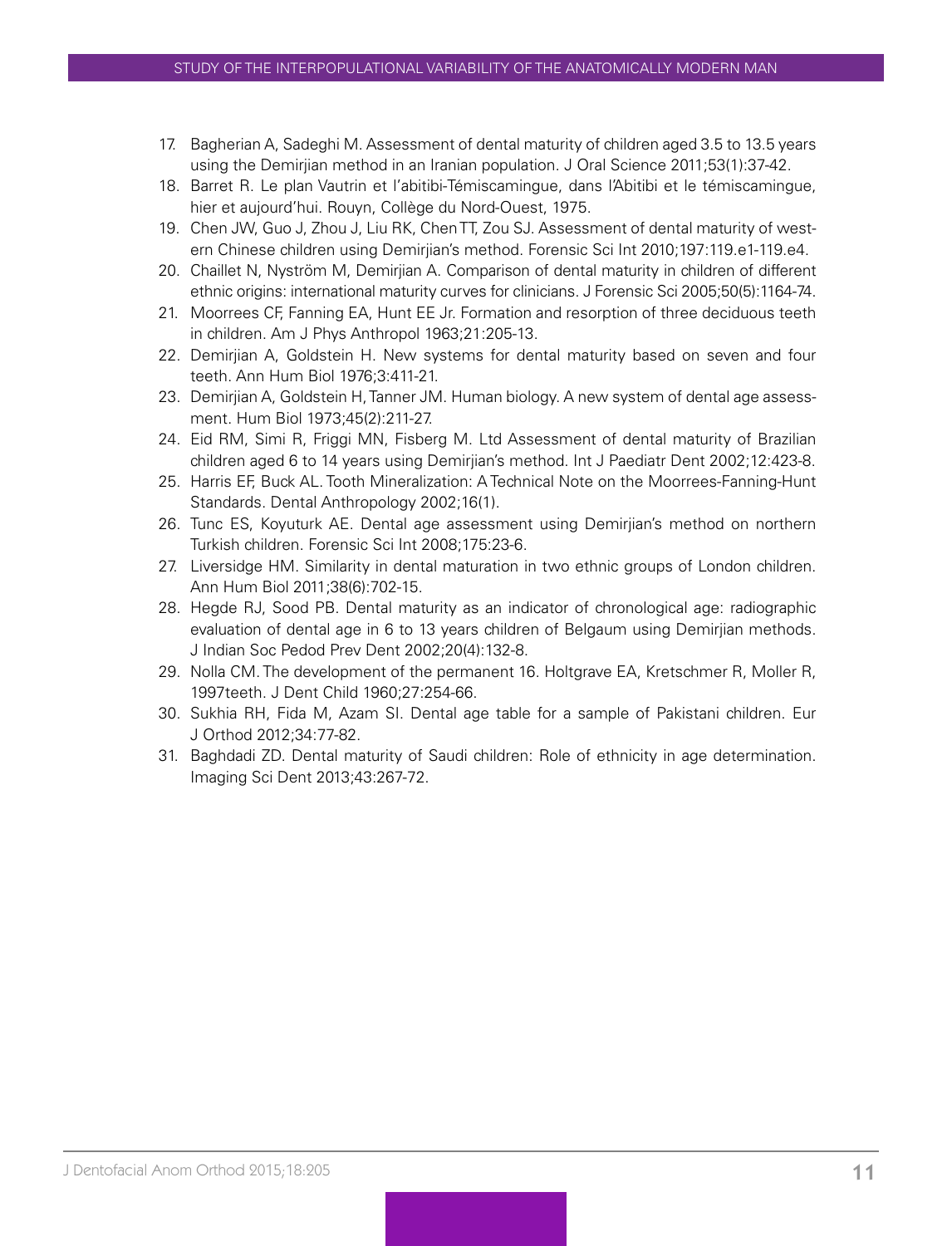17. Bagherian A, Sadeghi M. Assessment of dental maturity of children aged 3.5 to 13.5 years using the Demirjian method in an Iranian population. J Oral Science 2011;53(1):37-42.
18. Barret R. Le plan Vautrin et l'abitibi-Témiscamingue, dans l'Abitibi et le témiscamingue, hier et aujourd'hui. Rouyn, Collège du Nord-Ouest, 1975.
19. Chen JW, Guo J, Zhou J, Liu RK, Chen TT, Zou SJ. Assessment of dental maturity of western Chinese children using Demirjian's method. Forensic Sci Int 2010;197:119.e1-119.e4.
20. Chaillet N, Nyström M, Demirjian A. Comparison of dental maturity in children of different ethnic origins: international maturity curves for clinicians. J Forensic Sci 2005;50(5):1164-74.
21. Moorrees CF, Fanning EA, Hunt EE Jr. Formation and resorption of three deciduous teeth in children. Am J Phys Anthropol 1963;21:205-13.
22. Demirjian A, Goldstein H. New systems for dental maturity based on seven and four teeth. Ann Hum Biol 1976;3:411-21.
23. Demirjian A, Goldstein H, Tanner JM. Human biology. A new system of dental age assessment. Hum Biol 1973;45(2):211-27.
24. Eid RM, Simi R, Friggi MN, Fisberg M. Ltd Assessment of dental maturity of Brazilian children aged 6 to 14 years using Demirjian's method. Int J Paediatr Dent 2002;12:423-8.
25. Harris EF, Buck AL. Tooth Mineralization: A Technical Note on the Moorrees-Fanning-Hunt Standards. Dental Anthropology 2002;16(1).
26. Tunc ES, Koyuturk AE. Dental age assessment using Demirjian's method on northern Turkish children. Forensic Sci Int 2008;175:23-6.
27. Liversidge HM. Similarity in dental maturation in two ethnic groups of London children. Ann Hum Biol 2011;38(6):702-15.
28. Hegde RJ, Sood PB. Dental maturity as an indicator of chronological age: radiographic evaluation of dental age in 6 to 13 years children of Belgaum using Demirjian methods. J Indian Soc Pedod Prev Dent 2002;20(4):132-8.
29. Nolla CM. The development of the permanent 16. Holtgrave EA, Kretschmer R, Moller R, 1997teeth. J Dent Child 1960;27:254-66.
30. Sukhia RH, Fida M, Azam SI. Dental age table for a sample of Pakistani children. Eur J Orthod 2012;34:77-82.
31. Baghdadi ZD. Dental maturity of Saudi children: Role of ethnicity in age determination. Imaging Sci Dent 2013;43:267-72.